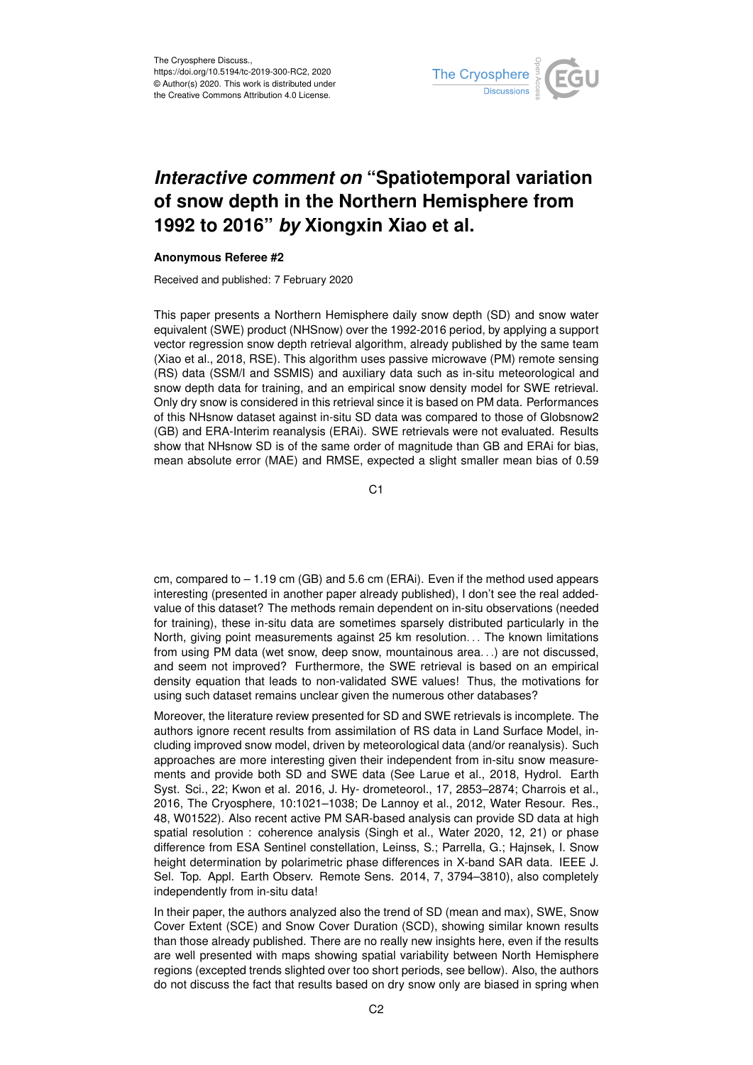# *Interactive comment on* "Spatiotemporal variation of snow depth in the Northern Hemisphere from 1992 to 2016" *by* Xiongxin Xiao et al.

**Anonymous Referee #2**

Received and published: 7 February 2020

This paper presents a Northern Hemisphere daily snow depth (SD) and snow water equivalent (SWE) product (NHSnow) over the 1992-2016 period, by applying a support vector regression snow depth retrieval algorithm, already published by the same team (Xiao et al., 2018, RSE). This algorithm uses passive microwave (PM) remote sensing (RS) data (SSM/I and SSMIS) and auxiliary data such as in-situ meteorological and snow depth data for training, and an empirical snow density model for SWE retrieval. Only dry snow is considered in this retrieval since it is based on PM data. Performances of this NHsnow dataset against in-situ SD data was compared to those of Globsnow2 (GB) and ERA-Interim reanalysis (ERAi). SWE retrievals were not evaluated. Results show that NHsnow SD is of the same order of magnitude than GB and ERAi for bias, mean absolute error (MAE) and RMSE, expected a slight smaller mean bias of 0.59 cm, compared to – 1.19 cm (GB) and 5.6 cm (ERAi). Even if the method used appears interesting (presented in another paper already published), I don't see the real added-value of this dataset? The methods remain dependent on in-situ observations (needed for training), these in-situ data are sometimes sparsely distributed particularly in the North, giving point measurements against 25 km resolution... The known limitations from using PM data (wet snow, deep snow, mountainous area...) are not discussed, and seem not improved? Furthermore, the SWE retrieval is based on an empirical density equation that leads to non-validated SWE values! Thus, the motivations for using such dataset remains unclear given the numerous other databases?

Moreover, the literature review presented for SD and SWE retrievals is incomplete. The authors ignore recent results from assimilation of RS data in Land Surface Model, including improved snow model, driven by meteorological data (and/or reanalysis). Such approaches are more interesting given their independent from in-situ snow measurements and provide both SD and SWE data (See Larue et al., 2018, Hydrol. Earth Syst. Sci., 22; Kwon et al. 2016, J. Hy- drometeorol., 17, 2853–2874; Charrois et al., 2016, The Cryosphere, 10:1021–1038; De Lannoy et al., 2012, Water Resour. Res., 48, W01522). Also recent active PM SAR-based analysis can provide SD data at high spatial resolution : coherence analysis (Singh et al., Water 2020, 12, 21) or phase difference from ESA Sentinel constellation, Leinss, S.; Parrella, G.; Hajnsek, I. Snow height determination by polarimetric phase differences in X-band SAR data. IEEE J. Sel. Top. Appl. Earth Observ. Remote Sens. 2014, 7, 3794–3810), also completely independently from in-situ data!

In their paper, the authors analyzed also the trend of SD (mean and max), SWE, Snow Cover Extent (SCE) and Snow Cover Duration (SCD), showing similar known results than those already published. There are no really new insights here, even if the results are well presented with maps showing spatial variability between North Hemisphere regions (excepted trends slighted over too short periods, see bellow). Also, the authors do not discuss the fact that results based on dry snow only are biased in spring when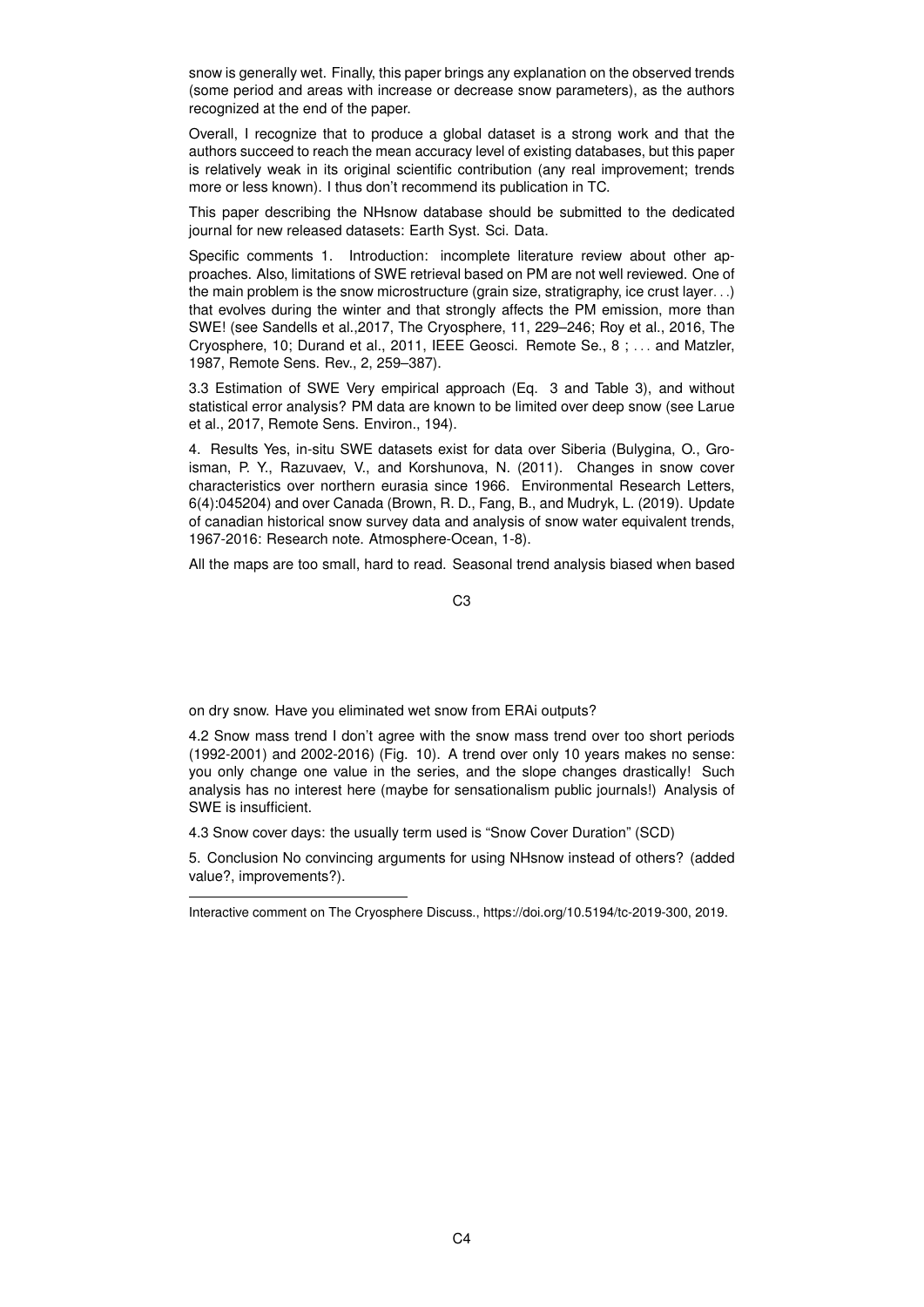snow is generally wet. Finally, this paper brings any explanation on the observed trends (some period and areas with increase or decrease snow parameters), as the authors recognized at the end of the paper.

Overall, I recognize that to produce a global dataset is a strong work and that the authors succeed to reach the mean accuracy level of existing databases, but this paper is relatively weak in its original scientific contribution (any real improvement; trends more or less known). I thus don't recommend its publication in TC.

This paper describing the NHsnow database should be submitted to the dedicated journal for new released datasets: Earth Syst. Sci. Data.

Specific comments 1. Introduction: incomplete literature review about other approaches. Also, limitations of SWE retrieval based on PM are not well reviewed. One of the main problem is the snow microstructure (grain size, stratigraphy, ice crust layer…) that evolves during the winter and that strongly affects the PM emission, more than SWE! (see Sandells et al.,2017, The Cryosphere, 11, 229–246; Roy et al., 2016, The Cryosphere, 10; Durand et al., 2011, IEEE Geosci. Remote Se., 8 ; . . . and Matzler, 1987, Remote Sens. Rev., 2, 259–387).

3.3 Estimation of SWE Very empirical approach (Eq. 3 and Table 3), and without statistical error analysis? PM data are known to be limited over deep snow (see Larue et al., 2017, Remote Sens. Environ., 194).

4. Results Yes, in-situ SWE datasets exist for data over Siberia (Bulygina, O., Groisman, P. Y., Razuvaev, V., and Korshunova, N. (2011). Changes in snow cover characteristics over northern eurasia since 1966. Environmental Research Letters, 6(4):045204) and over Canada (Brown, R. D., Fang, B., and Mudryk, L. (2019). Update of canadian historical snow survey data and analysis of snow water equivalent trends, 1967-2016: Research note. Atmosphere-Ocean, 1-8).

All the maps are too small, hard to read. Seasonal trend analysis biased when based on dry snow. Have you eliminated wet snow from ERAi outputs?

4.2 Snow mass trend I don't agree with the snow mass trend over too short periods (1992-2001) and 2002-2016) (Fig. 10). A trend over only 10 years makes no sense: you only change one value in the series, and the slope changes drastically! Such analysis has no interest here (maybe for sensationalism public journals!) Analysis of SWE is insufficient.

4.3 Snow cover days: the usually term used is "Snow Cover Duration" (SCD)

5. Conclusion No convincing arguments for using NHsnow instead of others? (added value?, improvements?).

---

Interactive comment on The Cryosphere Discuss., https://doi.org/10.5194/tc-2019-300, 2019.